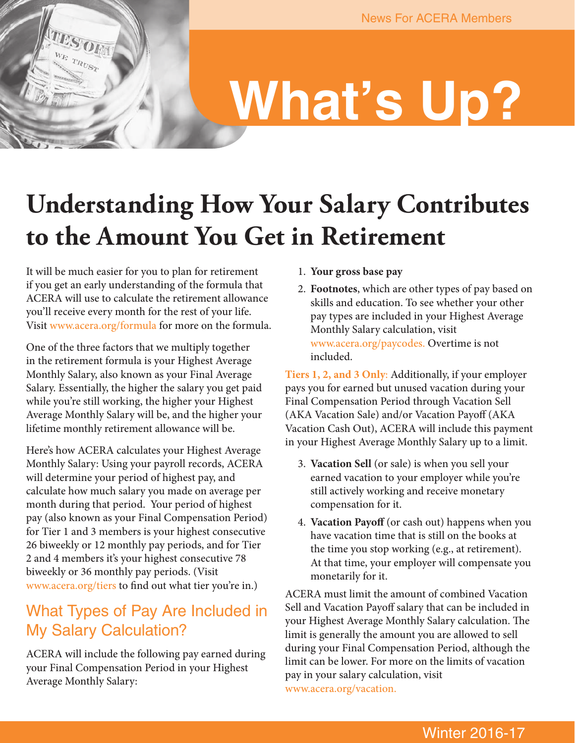News For ACERA Members

# What's Up?

## Understanding How Your Salary Contributes to the Amount You Get in Retirement

It will be much easier for you to plan for retirement if you get an early understanding of the formula that ACERA will use to calculate the retirement allowance you'll receive every month for the rest of your life. Visit www.acera.org/formula for more on the formula.

One of the three factors that we multiply together in the retirement formula is your Highest Average Monthly Salary, also known as your Final Average Salary. Essentially, the higher the salary you get paid while you're still working, the higher your Highest Average Monthly Salary will be, and the higher your lifetime monthly retirement allowance will be.

Here's how ACERA calculates your Highest Average Monthly Salary: Using your payroll records, ACERA will determine your period of highest pay, and calculate how much salary you made on average per month during that period. Your period of highest pay (also known as your Final Compensation Period) for Tier 1 and 3 members is your highest consecutive 26 biweekly or 12 monthly pay periods, and for Tier 2 and 4 members it's your highest consecutive 78 biweekly or 36 monthly pay periods. (Visit www.acera.org/tiers to find out what tier you're in.)

### What Types of Pay Are Included in My Salary Calculation?

ACERA will include the following pay earned during your Final Compensation Period in your Highest Average Monthly Salary:

1. **Your gross base pay**
2. **Footnotes**, which are other types of pay based on skills and education. To see whether your other pay types are included in your Highest Average Monthly Salary calculation, visit www.acera.org/paycodes. Overtime is not included.

**Tiers 1, 2, and 3 Only**: Additionally, if your employer pays you for earned but unused vacation during your Final Compensation Period through Vacation Sell (AKA Vacation Sale) and/or Vacation Payoff (AKA Vacation Cash Out), ACERA will include this payment in your Highest Average Monthly Salary up to a limit.

3. **Vacation Sell** (or sale) is when you sell your earned vacation to your employer while you're still actively working and receive monetary compensation for it.
4. **Vacation Payoff** (or cash out) happens when you have vacation time that is still on the books at the time you stop working (e.g., at retirement). At that time, your employer will compensate you monetarily for it.

ACERA must limit the amount of combined Vacation Sell and Vacation Payoff salary that can be included in your Highest Average Monthly Salary calculation. The limit is generally the amount you are allowed to sell during your Final Compensation Period, although the limit can be lower. For more on the limits of vacation pay in your salary calculation, visit www.acera.org/vacation.

Winter 2016-17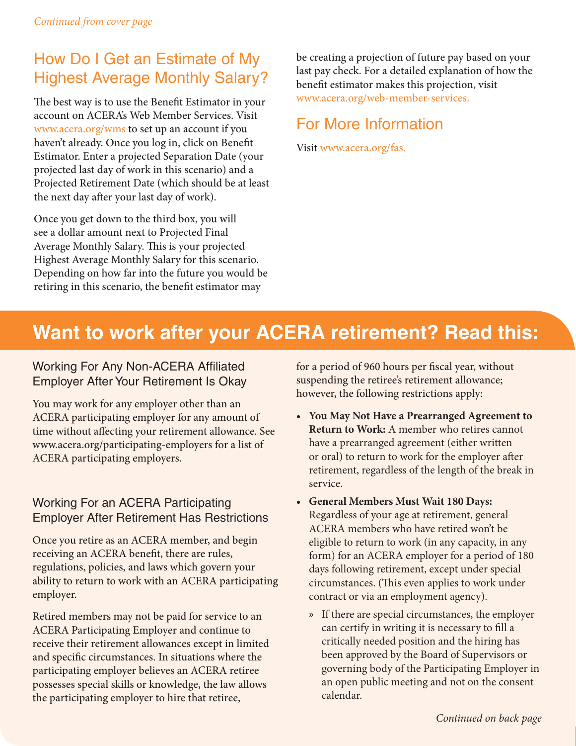*Continued from cover page*

## How Do I Get an Estimate of My Highest Average Monthly Salary?

The best way is to use the Benefit Estimator in your account on ACERA's Web Member Services. Visit www.acera.org/wms to set up an account if you haven't already. Once you log in, click on Benefit Estimator. Enter a projected Separation Date (your projected last day of work in this scenario) and a Projected Retirement Date (which should be at least the next day after your last day of work).

Once you get down to the third box, you will see a dollar amount next to Projected Final Average Monthly Salary. This is your projected Highest Average Monthly Salary for this scenario. Depending on how far into the future you would be retiring in this scenario, the benefit estimator may be creating a projection of future pay based on your last pay check. For a detailed explanation of how the benefit estimator makes this projection, visit www.acera.org/web-member-services.

## For More Information

Visit www.acera.org/fas.

# Want to work after your ACERA retirement? Read this:

### Working For Any Non-ACERA Affiliated Employer After Your Retirement Is Okay

You may work for any employer other than an ACERA participating employer for any amount of time without affecting your retirement allowance. See www.acera.org/participating-employers for a list of ACERA participating employers.

### Working For an ACERA Participating Employer After Retirement Has Restrictions

Once you retire as an ACERA member, and begin receiving an ACERA benefit, there are rules, regulations, policies, and laws which govern your ability to return to work with an ACERA participating employer.

Retired members may not be paid for service to an ACERA Participating Employer and continue to receive their retirement allowances except in limited and specific circumstances. In situations where the participating employer believes an ACERA retiree possesses special skills or knowledge, the law allows the participating employer to hire that retiree, for a period of 960 hours per fiscal year, without suspending the retiree's retirement allowance; however, the following restrictions apply:

- **You May Not Have a Prearranged Agreement to Return to Work:** A member who retires cannot have a prearranged agreement (either written or oral) to return to work for the employer after retirement, regardless of the length of the break in service.
- **General Members Must Wait 180 Days:** Regardless of your age at retirement, general ACERA members who have retired won't be eligible to return to work (in any capacity, in any form) for an ACERA employer for a period of 180 days following retirement, except under special circumstances. (This even applies to work under contract or via an employment agency).
  - If there are special circumstances, the employer can certify in writing it is necessary to fill a critically needed position and the hiring has been approved by the Board of Supervisors or governing body of the Participating Employer in an open public meeting and not on the consent calendar.

*Continued on back page*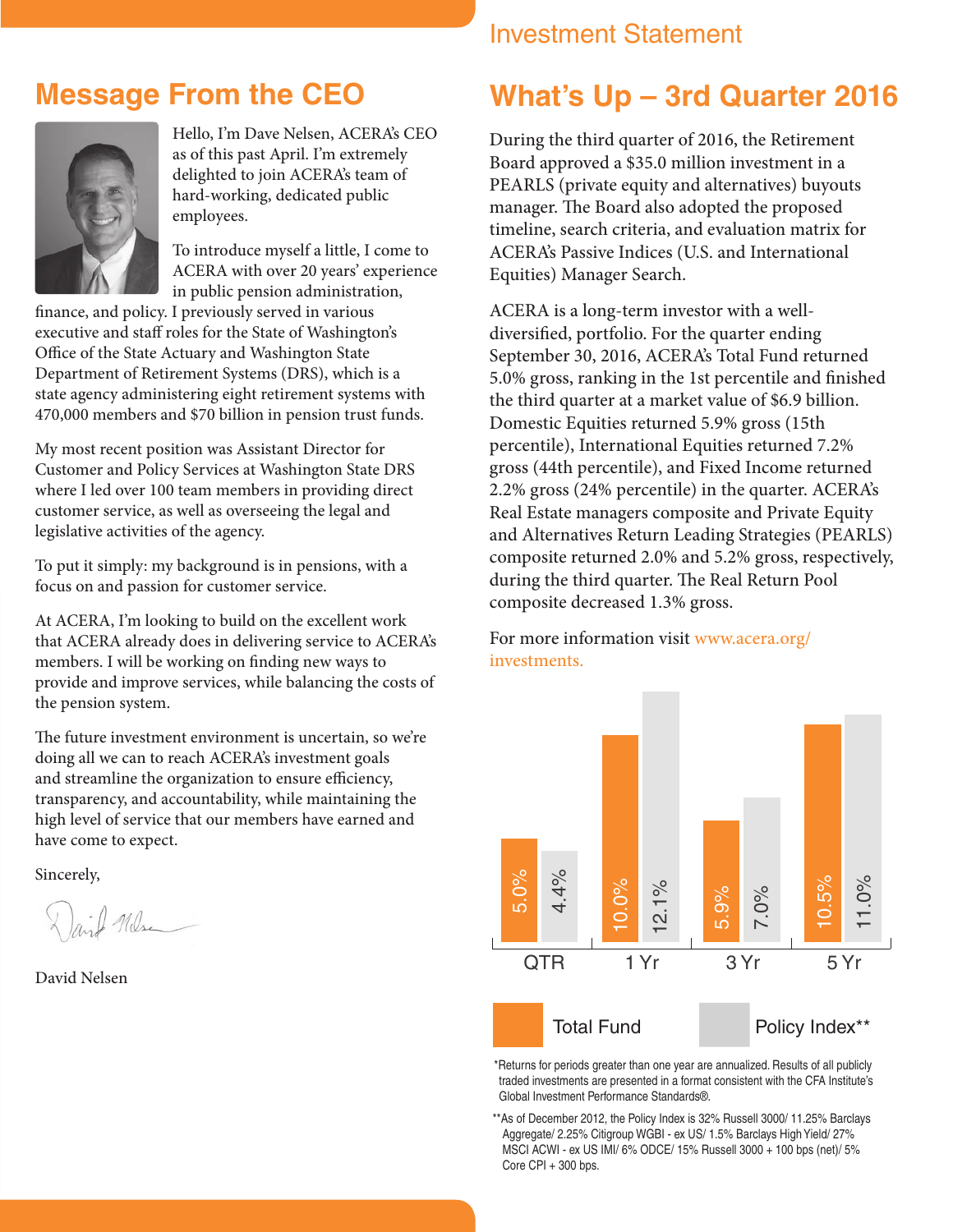## Message From the CEO

Hello, I'm Dave Nelsen, ACERA's CEO as of this past April. I'm extremely delighted to join ACERA's team of hard-working, dedicated public employees.

To introduce myself a little, I come to ACERA with over 20 years' experience in public pension administration, finance, and policy. I previously served in various executive and staff roles for the State of Washington's Office of the State Actuary and Washington State Department of Retirement Systems (DRS), which is a state agency administering eight retirement systems with 470,000 members and $70 billion in pension trust funds.

My most recent position was Assistant Director for Customer and Policy Services at Washington State DRS where I led over 100 team members in providing direct customer service, as well as overseeing the legal and legislative activities of the agency.

To put it simply: my background is in pensions, with a focus on and passion for customer service.

At ACERA, I'm looking to build on the excellent work that ACERA already does in delivering service to ACERA's members. I will be working on finding new ways to provide and improve services, while balancing the costs of the pension system.

The future investment environment is uncertain, so we're doing all we can to reach ACERA's investment goals and streamline the organization to ensure efficiency, transparency, and accountability, while maintaining the high level of service that our members have earned and have come to expect.

Sincerely,

David Nelsen

# Investment Statement

## What's Up – 3rd Quarter 2016

During the third quarter of 2016, the Retirement Board approved a $35.0 million investment in a PEARLS (private equity and alternatives) buyouts manager. The Board also adopted the proposed timeline, search criteria, and evaluation matrix for ACERA's Passive Indices (U.S. and International Equities) Manager Search.

ACERA is a long-term investor with a well-diversified, portfolio. For the quarter ending September 30, 2016, ACERA's Total Fund returned 5.0% gross, ranking in the 1st percentile and finished the third quarter at a market value of $6.9 billion. Domestic Equities returned 5.9% gross (15th percentile), International Equities returned 7.2% gross (44th percentile), and Fixed Income returned 2.2% gross (24% percentile) in the quarter. ACERA's Real Estate managers composite and Private Equity and Alternatives Return Leading Strategies (PEARLS) composite returned 2.0% and 5.2% gross, respectively, during the third quarter. The Real Return Pool composite decreased 1.3% gross.

For more information visit www.acera.org/investments.

| | QTR | 1 Yr | 3 Yr | 5 Yr |
|---|---|---|---|---|
| Total Fund | 5.0% | 10.0% | 5.9% | 10.5% |
| Policy Index** | 4.4% | 12.1% | 7.0% | 11.0% |

*Returns for periods greater than one year are annualized. Results of all publicly traded investments are presented in a format consistent with the CFA Institute's Global Investment Performance Standards®.

**As of December 2012, the Policy Index is 32% Russell 3000/ 11.25% Barclays Aggregate/ 2.25% Citigroup WGBI - ex US/ 1.5% Barclays High Yield/ 27% MSCI ACWI - ex US IMI/ 6% ODCE/ 15% Russell 3000 + 100 bps (net)/ 5% Core CPI + 300 bps.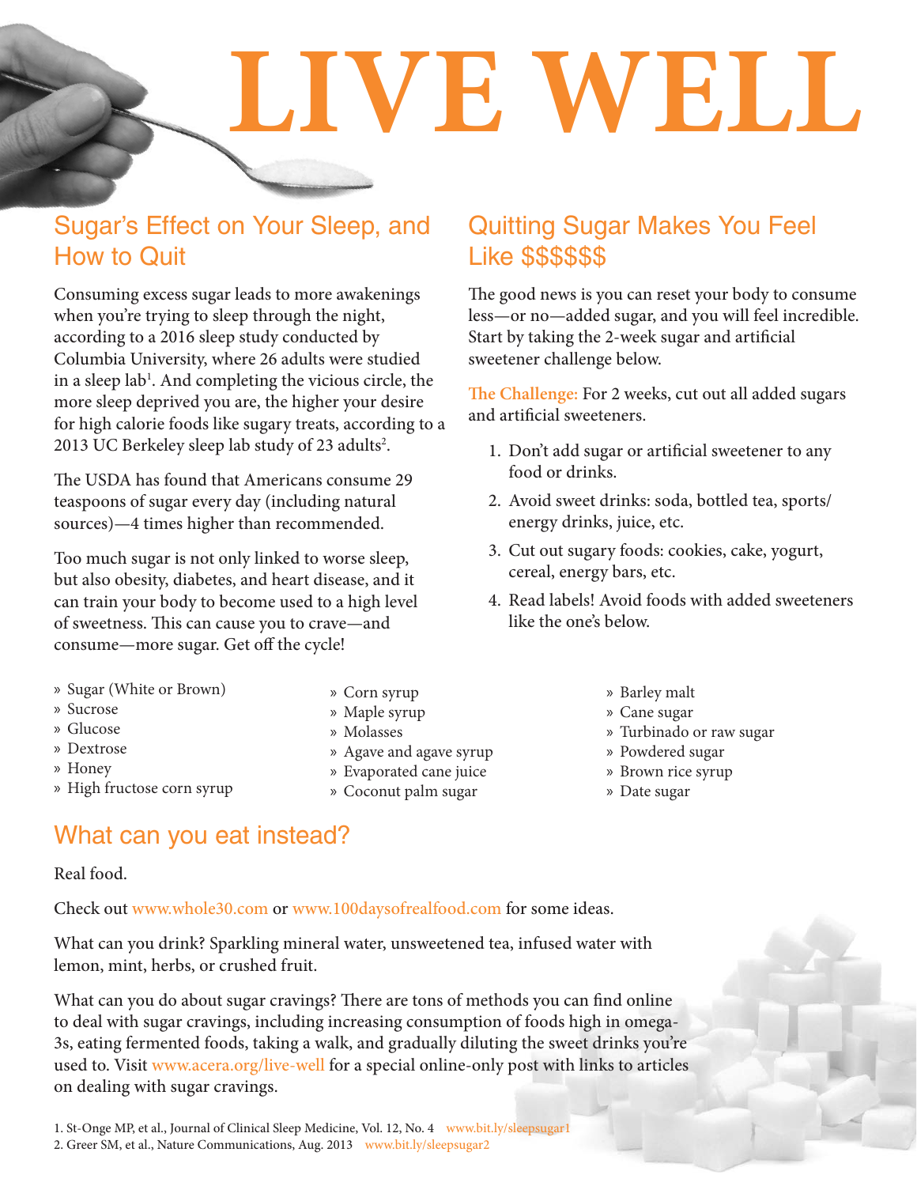# LIVE WELL

## Sugar's Effect on Your Sleep, and How to Quit

Consuming excess sugar leads to more awakenings when you're trying to sleep through the night, according to a 2016 sleep study conducted by Columbia University, where 26 adults were studied in a sleep lab[1]. And completing the vicious circle, the more sleep deprived you are, the higher your desire for high calorie foods like sugary treats, according to a 2013 UC Berkeley sleep lab study of 23 adults[2].

The USDA has found that Americans consume 29 teaspoons of sugar every day (including natural sources)—4 times higher than recommended.

Too much sugar is not only linked to worse sleep, but also obesity, diabetes, and heart disease, and it can train your body to become used to a high level of sweetness. This can cause you to crave—and consume—more sugar. Get off the cycle!

## Quitting Sugar Makes You Feel Like $$$$$$

The good news is you can reset your body to consume less—or no—added sugar, and you will feel incredible. Start by taking the 2-week sugar and artificial sweetener challenge below.

**The Challenge:** For 2 weeks, cut out all added sugars and artificial sweeteners.

1. Don't add sugar or artificial sweetener to any food or drinks.
2. Avoid sweet drinks: soda, bottled tea, sports/energy drinks, juice, etc.
3. Cut out sugary foods: cookies, cake, yogurt, cereal, energy bars, etc.
4. Read labels! Avoid foods with added sweeteners like the one's below.

- Sugar (White or Brown)
- Sucrose
- Glucose
- Dextrose
- Honey
- High fructose corn syrup
- Corn syrup
- Maple syrup
- Molasses
- Agave and agave syrup
- Evaporated cane juice
- Coconut palm sugar
- Barley malt
- Cane sugar
- Turbinado or raw sugar
- Powdered sugar
- Brown rice syrup
- Date sugar

## What can you eat instead?

Real food.

Check out www.whole30.com or www.100daysofrealfood.com for some ideas.

What can you drink? Sparkling mineral water, unsweetened tea, infused water with lemon, mint, herbs, or crushed fruit.

What can you do about sugar cravings? There are tons of methods you can find online to deal with sugar cravings, including increasing consumption of foods high in omega-3s, eating fermented foods, taking a walk, and gradually diluting the sweet drinks you're used to. Visit www.acera.org/live-well for a special online-only post with links to articles on dealing with sugar cravings.

1. St-Onge MP, et al., Journal of Clinical Sleep Medicine, Vol. 12, No. 4 www.bit.ly/sleepsugar1
2. Greer SM, et al., Nature Communications, Aug. 2013 www.bit.ly/sleepsugar2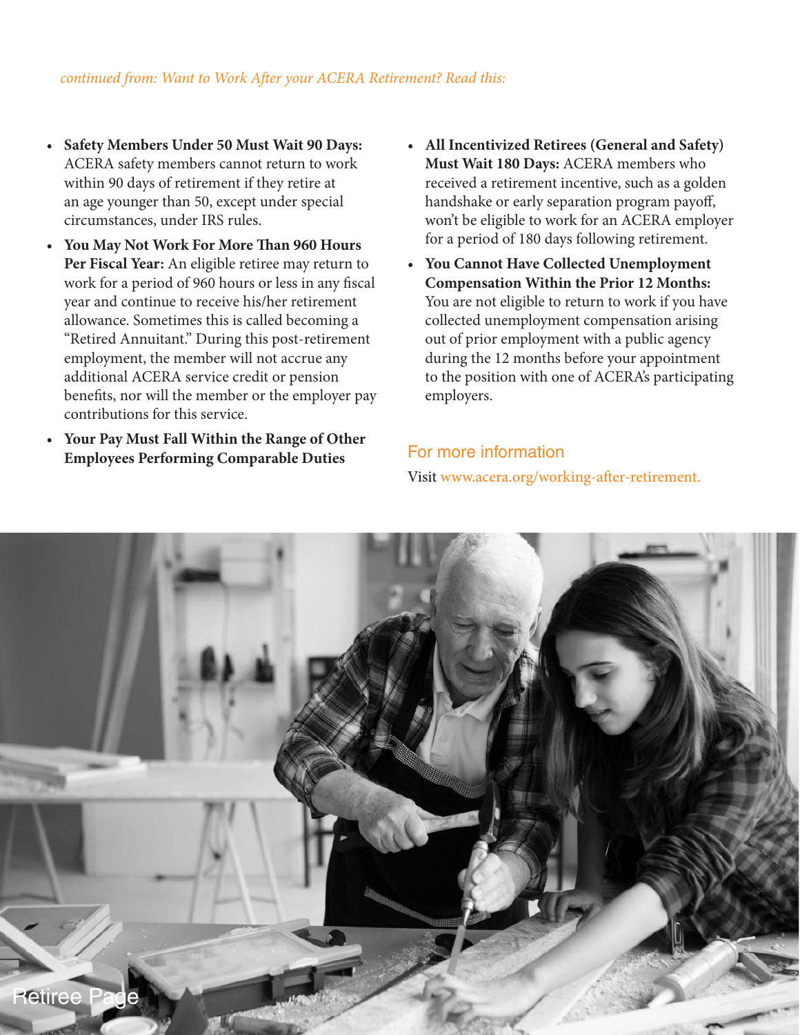*continued from: Want to Work After your ACERA Retirement? Read this:*

- **Safety Members Under 50 Must Wait 90 Days:** ACERA safety members cannot return to work within 90 days of retirement if they retire at an age younger than 50, except under special circumstances, under IRS rules.
- **You May Not Work For More Than 960 Hours Per Fiscal Year:** An eligible retiree may return to work for a period of 960 hours or less in any fiscal year and continue to receive his/her retirement allowance. Sometimes this is called becoming a "Retired Annuitant." During this post-retirement employment, the member will not accrue any additional ACERA service credit or pension benefits, nor will the member or the employer pay contributions for this service.
- **Your Pay Must Fall Within the Range of Other Employees Performing Comparable Duties**
- **All Incentivized Retirees (General and Safety) Must Wait 180 Days:** ACERA members who received a retirement incentive, such as a golden handshake or early separation program payoff, won't be eligible to work for an ACERA employer for a period of 180 days following retirement.
- **You Cannot Have Collected Unemployment Compensation Within the Prior 12 Months:** You are not eligible to return to work if you have collected unemployment compensation arising out of prior employment with a public agency during the 12 months before your appointment to the position with one of ACERA's participating employers.

## For more information

Visit www.acera.org/working-after-retirement.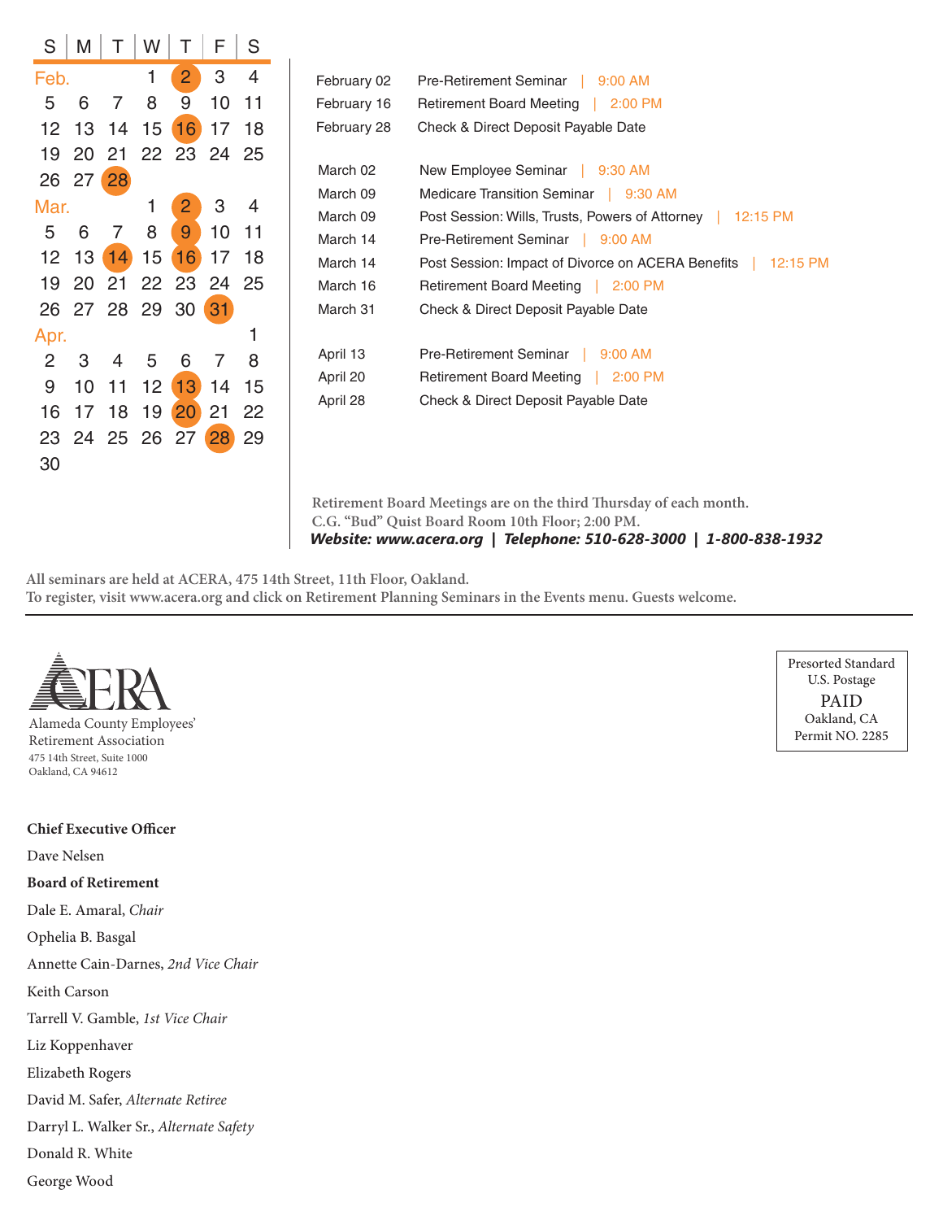| S | M | T | W | T | F | S |
|---|---|---|---|---|---|---|
| Feb. | | | 1 | 2 | 3 | 4 |
| 5 | 6 | 7 | 8 | 9 | 10 | 11 |
| 12 | 13 | 14 | 15 | 16 | 17 | 18 |
| 19 | 20 | 21 | 22 | 23 | 24 | 25 |
| 26 | 27 | 28 | | | | |
| Mar. | | | 1 | 2 | 3 | 4 |
| 5 | 6 | 7 | 8 | 9 | 10 | 11 |
| 12 | 13 | 14 | 15 | 16 | 17 | 18 |
| 19 | 20 | 21 | 22 | 23 | 24 | 25 |
| 26 | 27 | 28 | 29 | 30 | 31 | |
| Apr. | | | | | | 1 |
| 2 | 3 | 4 | 5 | 6 | 7 | 8 |
| 9 | 10 | 11 | 12 | 13 | 14 | 15 |
| 16 | 17 | 18 | 19 | 20 | 21 | 22 |
| 23 | 24 | 25 | 26 | 27 | 28 | 29 |
| 30 | | | | | | |

| | | |
|---|---|---|
| February 02 | Pre-Retirement Seminar | 9:00 AM |
| February 16 | Retirement Board Meeting | 2:00 PM |
| February 28 | Check & Direct Deposit Payable Date | |
| March 02 | New Employee Seminar | 9:30 AM |
| March 09 | Medicare Transition Seminar | 9:30 AM |
| March 09 | Post Session: Wills, Trusts, Powers of Attorney | 12:15 PM |
| March 14 | Pre-Retirement Seminar | 9:00 AM |
| March 14 | Post Session: Impact of Divorce on ACERA Benefits | 12:15 PM |
| March 16 | Retirement Board Meeting | 2:00 PM |
| March 31 | Check & Direct Deposit Payable Date | |
| April 13 | Pre-Retirement Seminar | 9:00 AM |
| April 20 | Retirement Board Meeting | 2:00 PM |
| April 28 | Check & Direct Deposit Payable Date | |

**Retirement Board Meetings are on the third Thursday of each month.**
**C.G. "Bud" Quist Board Room 10th Floor; 2:00 PM.**
***Website: www.acera.org | Telephone: 510-628-3000 | 1-800-838-1932***

**All seminars are held at ACERA, 475 14th Street, 11th Floor, Oakland.**
**To register, visit www.acera.org and click on Retirement Planning Seminars in the Events menu. Guests welcome.**

ACERA
Alameda County Employees' Retirement Association
475 14th Street, Suite 1000
Oakland, CA 94612

Presorted Standard
U.S. Postage
PAID
Oakland, CA
Permit NO. 2285

**Chief Executive Officer**

Dave Nelsen

**Board of Retirement**

Dale E. Amaral, *Chair*

Ophelia B. Basgal

Annette Cain-Darnes, *2nd Vice Chair*

Keith Carson

Tarrell V. Gamble, *1st Vice Chair*

Liz Koppenhaver

Elizabeth Rogers

David M. Safer, *Alternate Retiree*

Darryl L. Walker Sr., *Alternate Safety*

Donald R. White

George Wood